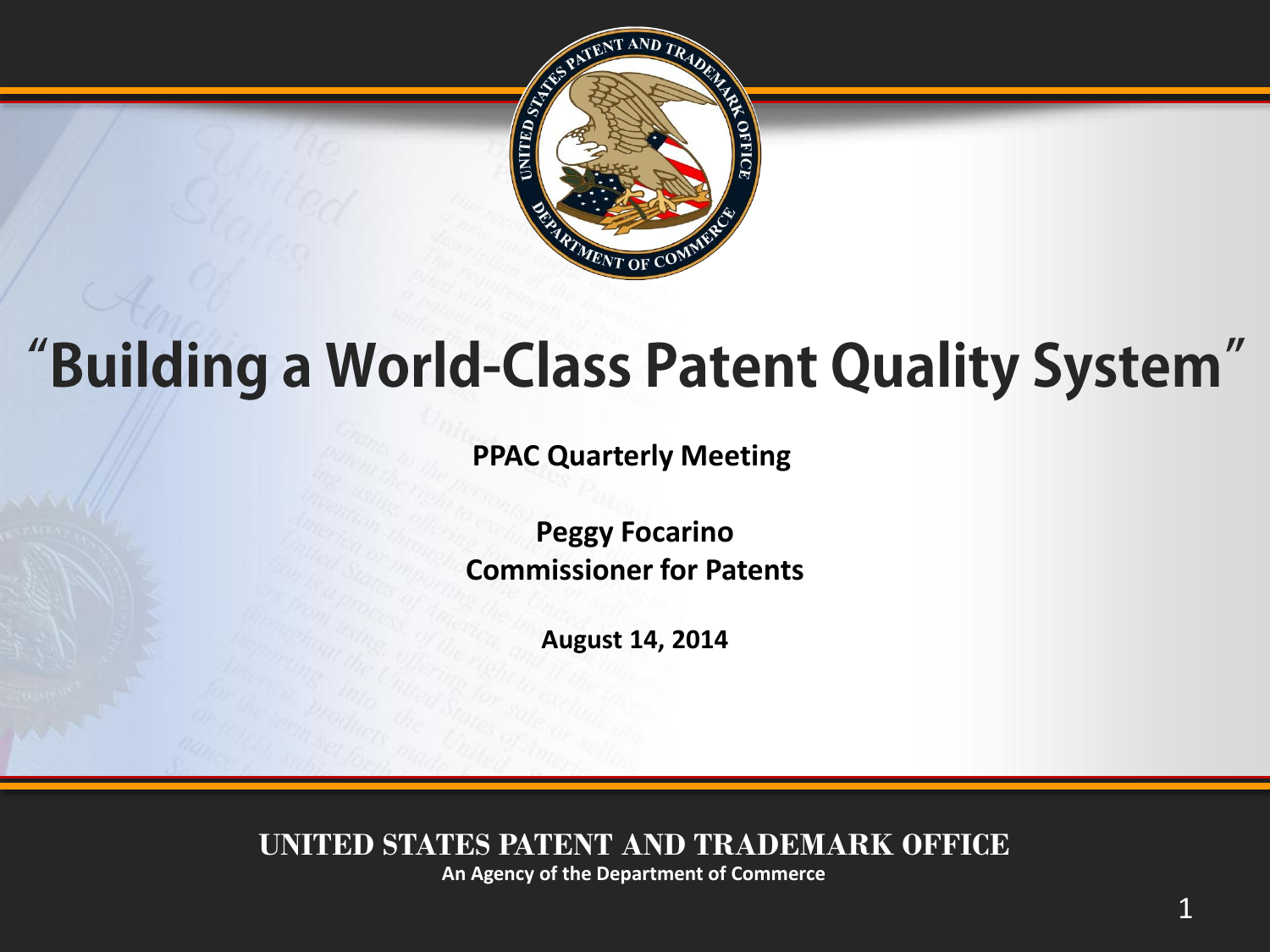# "Building a World-Class Patent Quality System"

**PPAC Quarterly Meeting**

**Peggy Focarino**
**Commissioner for Patents**

**August 14, 2014**

UNITED STATES PATENT AND TRADEMARK OFFICE

**An Agency of the Department of Commerce**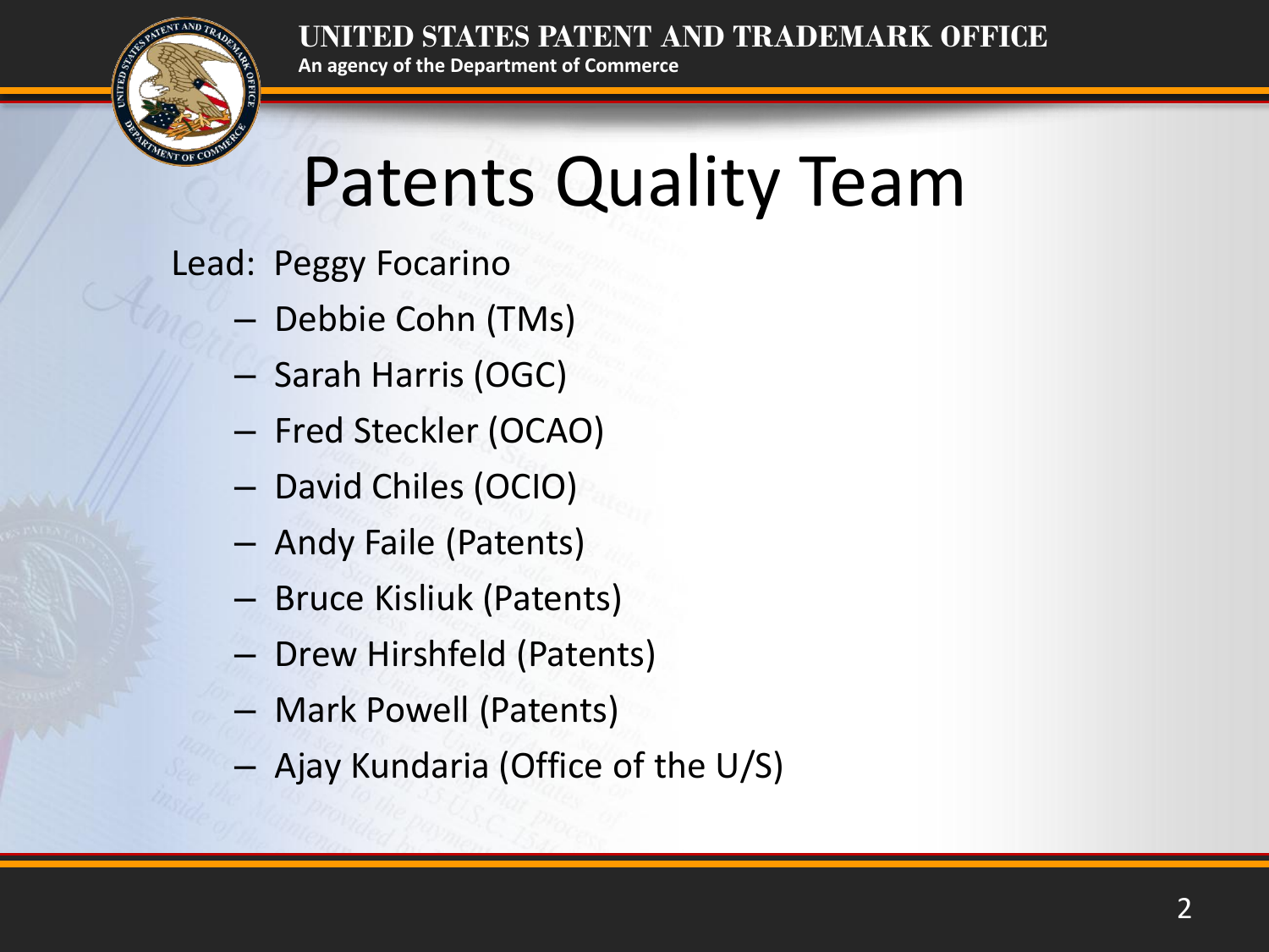# Patents Quality Team

Lead: Peggy Focarino

- Debbie Cohn (TMs)
- Sarah Harris (OGC)
- Fred Steckler (OCAO)
- David Chiles (OCIO)
- Andy Faile (Patents)
- Bruce Kisliuk (Patents)
- Drew Hirshfeld (Patents)
- Mark Powell (Patents)
- Ajay Kundaria (Office of the U/S)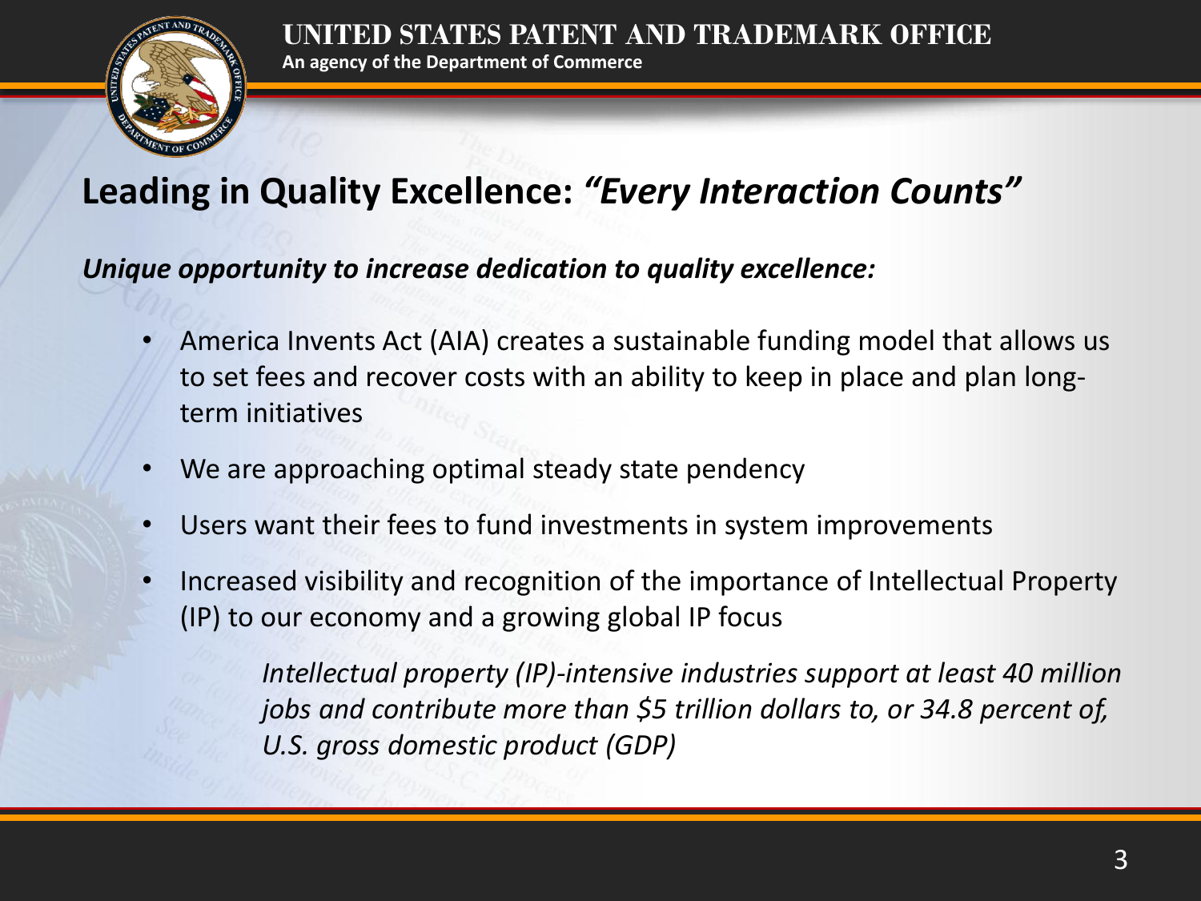# Leading in Quality Excellence: *"Every Interaction Counts"*

***Unique opportunity to increase dedication to quality excellence:***

- America Invents Act (AIA) creates a sustainable funding model that allows us to set fees and recover costs with an ability to keep in place and plan long-term initiatives
- We are approaching optimal steady state pendency
- Users want their fees to fund investments in system improvements
- Increased visibility and recognition of the importance of Intellectual Property (IP) to our economy and a growing global IP focus

  *Intellectual property (IP)-intensive industries support at least 40 million jobs and contribute more than $5 trillion dollars to, or 34.8 percent of, U.S. gross domestic product (GDP)*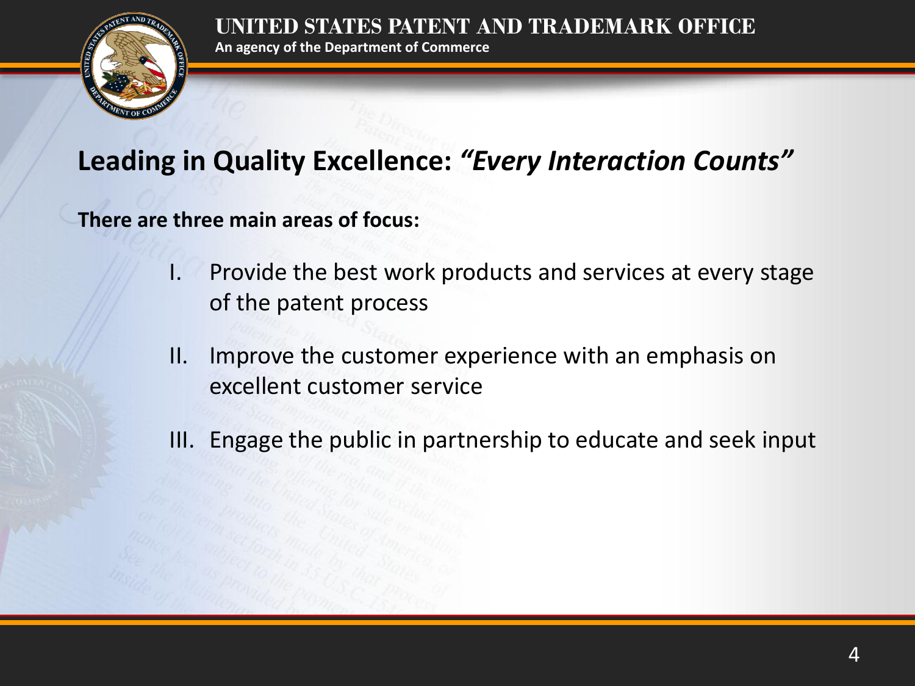## Leading in Quality Excellence: *"Every Interaction Counts"*

**There are three main areas of focus:**

I. Provide the best work products and services at every stage of the patent process

II. Improve the customer experience with an emphasis on excellent customer service

III. Engage the public in partnership to educate and seek input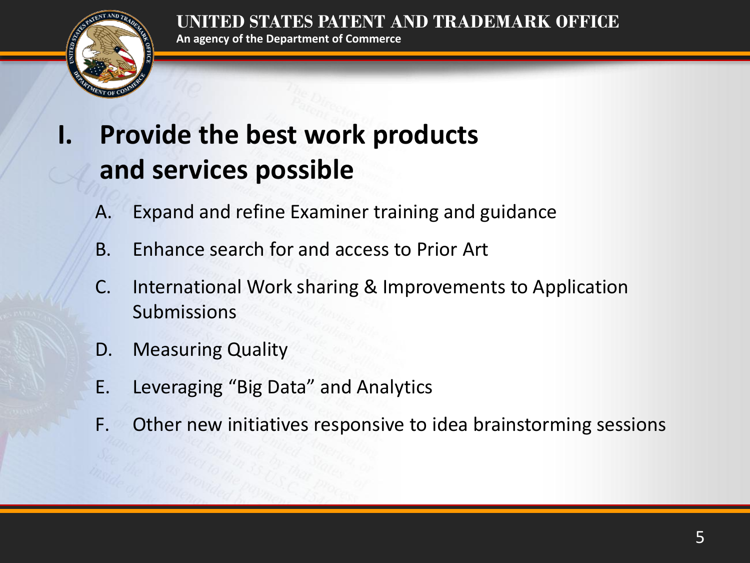# I. Provide the best work products and services possible

A. Expand and refine Examiner training and guidance

B. Enhance search for and access to Prior Art

C. International Work sharing & Improvements to Application Submissions

D. Measuring Quality

E. Leveraging "Big Data" and Analytics

F. Other new initiatives responsive to idea brainstorming sessions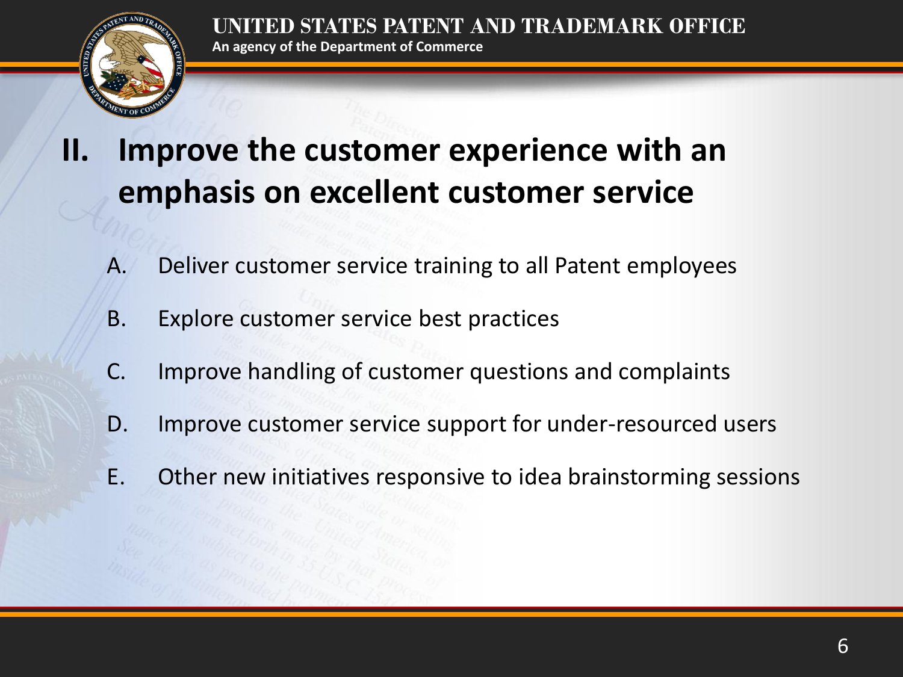## II. Improve the customer experience with an emphasis on excellent customer service

A. Deliver customer service training to all Patent employees

B. Explore customer service best practices

C. Improve handling of customer questions and complaints

D. Improve customer service support for under-resourced users

E. Other new initiatives responsive to idea brainstorming sessions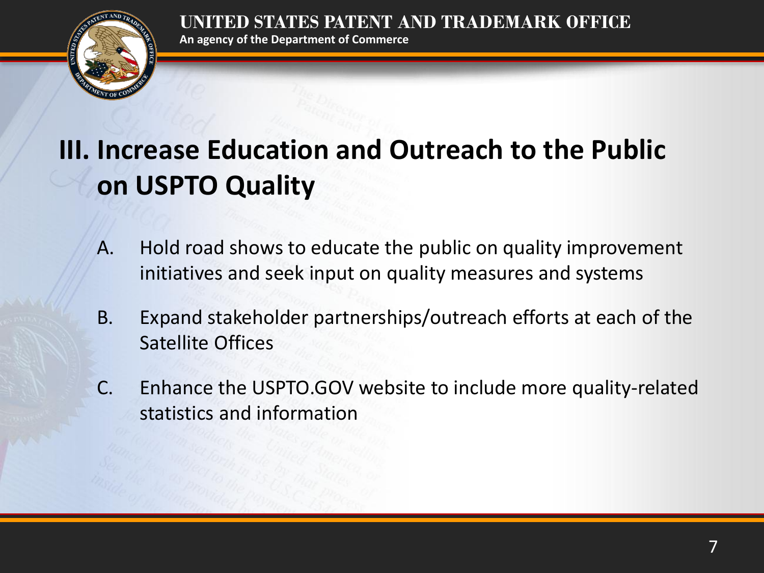# III. Increase Education and Outreach to the Public on USPTO Quality

A. Hold road shows to educate the public on quality improvement initiatives and seek input on quality measures and systems

B. Expand stakeholder partnerships/outreach efforts at each of the Satellite Offices

C. Enhance the USPTO.GOV website to include more quality-related statistics and information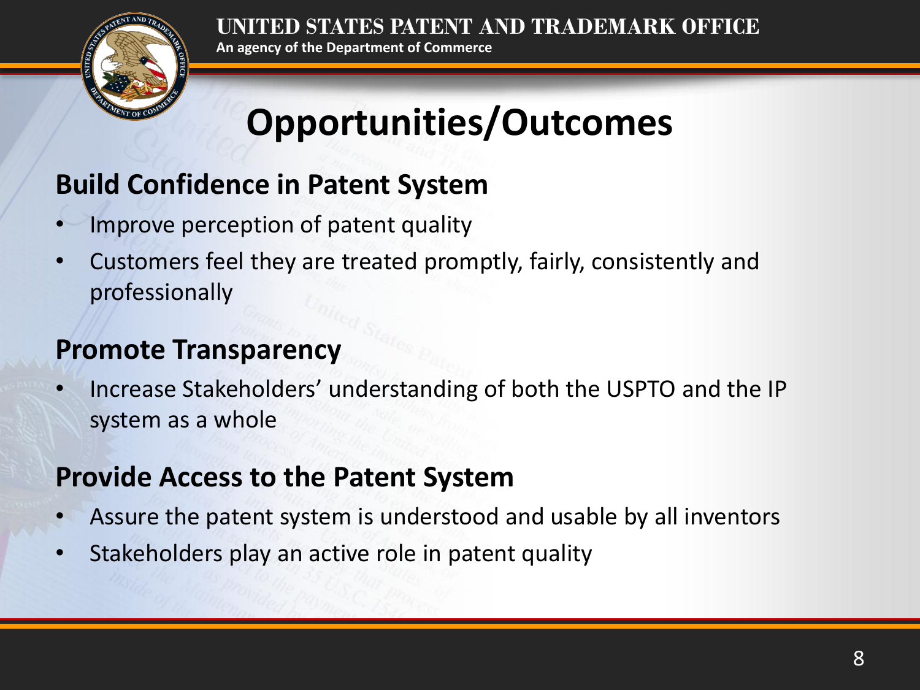# Opportunities/Outcomes

## Build Confidence in Patent System

- Improve perception of patent quality
- Customers feel they are treated promptly, fairly, consistently and professionally

## Promote Transparency

- Increase Stakeholders' understanding of both the USPTO and the IP system as a whole

## Provide Access to the Patent System

- Assure the patent system is understood and usable by all inventors
- Stakeholders play an active role in patent quality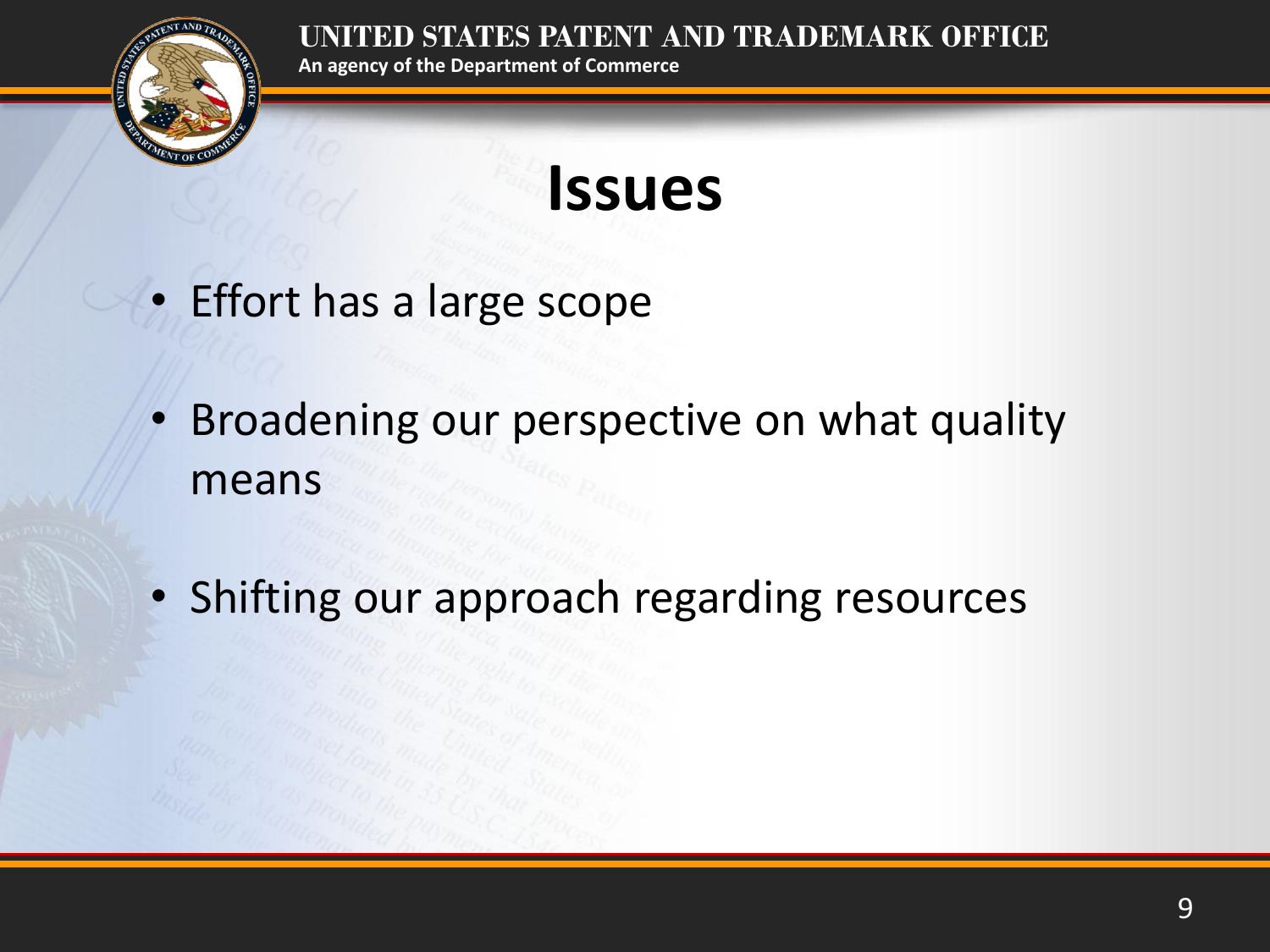# Issues

- Effort has a large scope
- Broadening our perspective on what quality means
- Shifting our approach regarding resources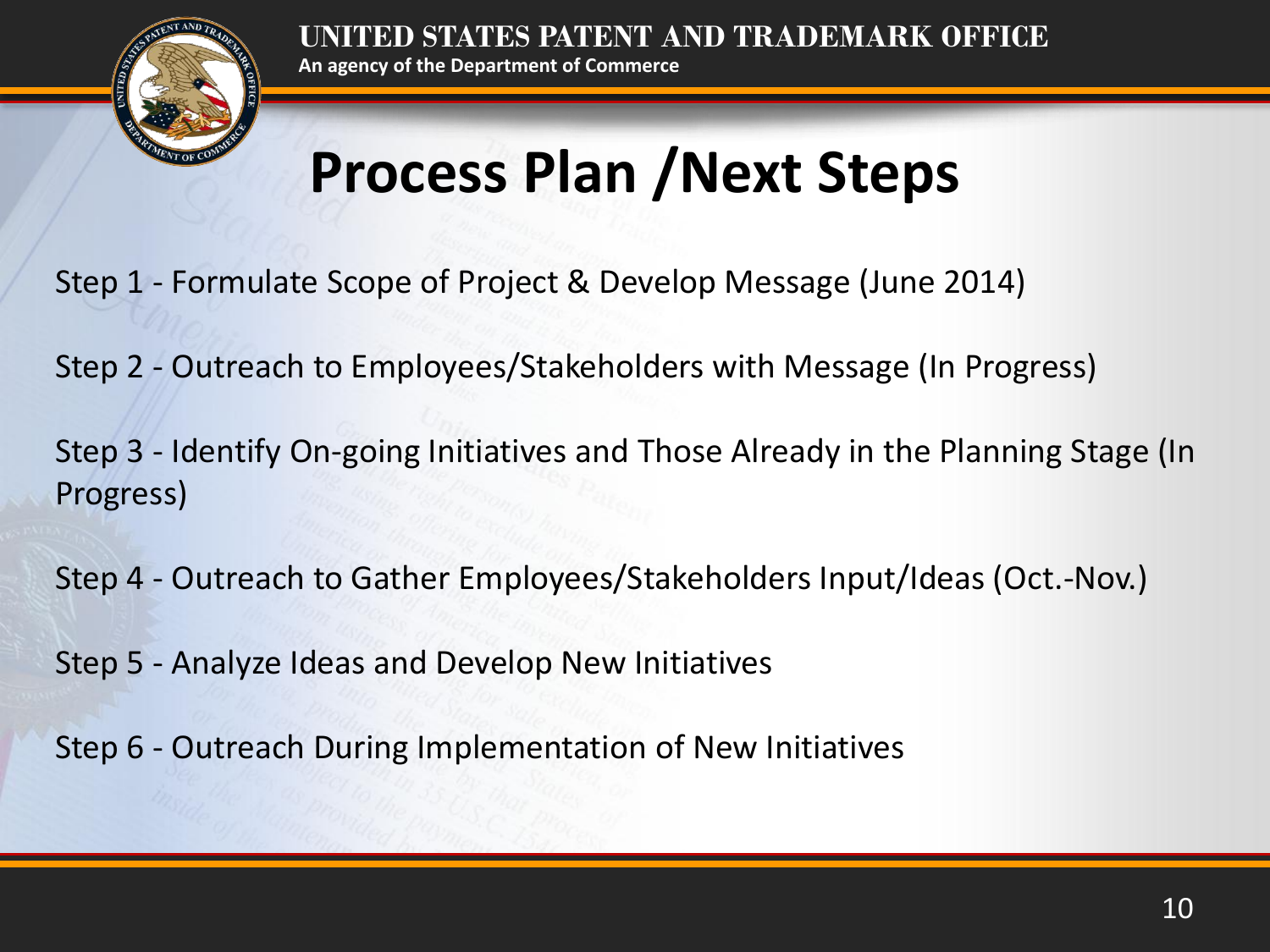# Process Plan /Next Steps

Step 1 - Formulate Scope of Project & Develop Message (June 2014)

Step 2 - Outreach to Employees/Stakeholders with Message (In Progress)

Step 3 - Identify On-going Initiatives and Those Already in the Planning Stage (In Progress)

Step 4 - Outreach to Gather Employees/Stakeholders Input/Ideas (Oct.-Nov.)

Step 5 - Analyze Ideas and Develop New Initiatives

Step 6 - Outreach During Implementation of New Initiatives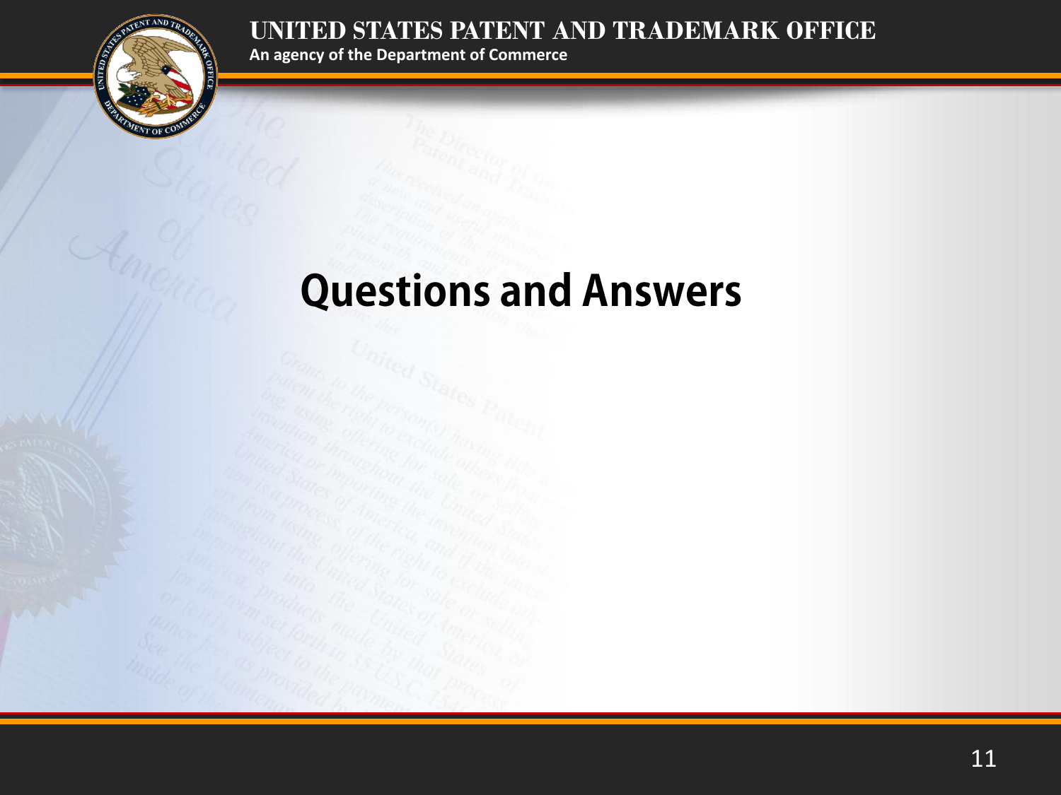# Questions and Answers